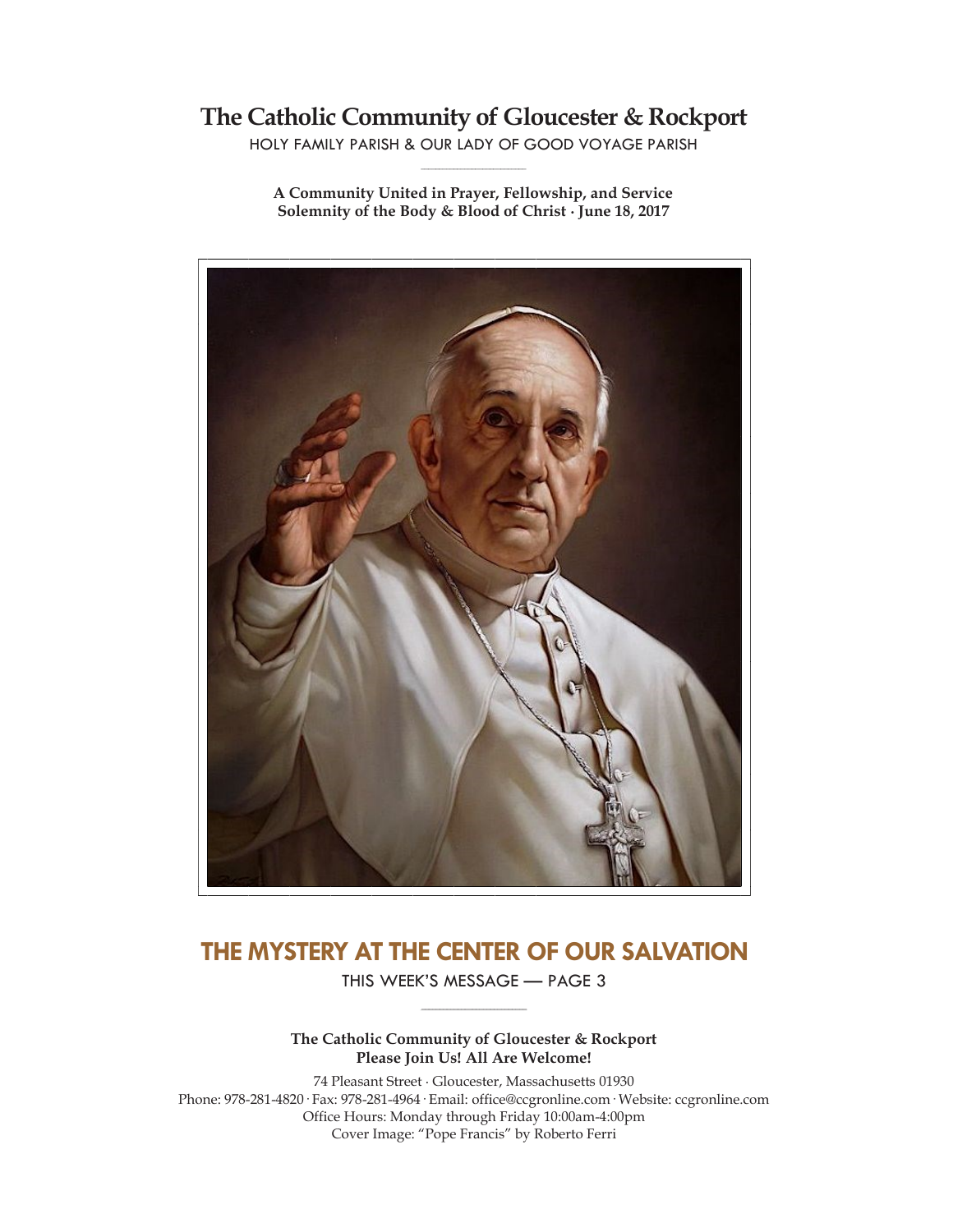# The Catholic Community of Gloucester & Rockport

HOLY FAMILY PARISH & OUR LADY OF GOOD VOYAGE PARISH

**A Community United in Prayer, Fellowship, and Service**
**Solemnity of the Body & Blood of Christ · June 18, 2017**

## THE MYSTERY AT THE CENTER OF OUR SALVATION

THIS WEEK'S MESSAGE — PAGE 3

**The Catholic Community of Gloucester & Rockport**
**Please Join Us! All Are Welcome!**

74 Pleasant Street · Gloucester, Massachusetts 01930
Phone: 978-281-4820 · Fax: 978-281-4964 · Email: office@ccgronline.com · Website: ccgronline.com
Office Hours: Monday through Friday 10:00am-4:00pm
Cover Image: "Pope Francis" by Roberto Ferri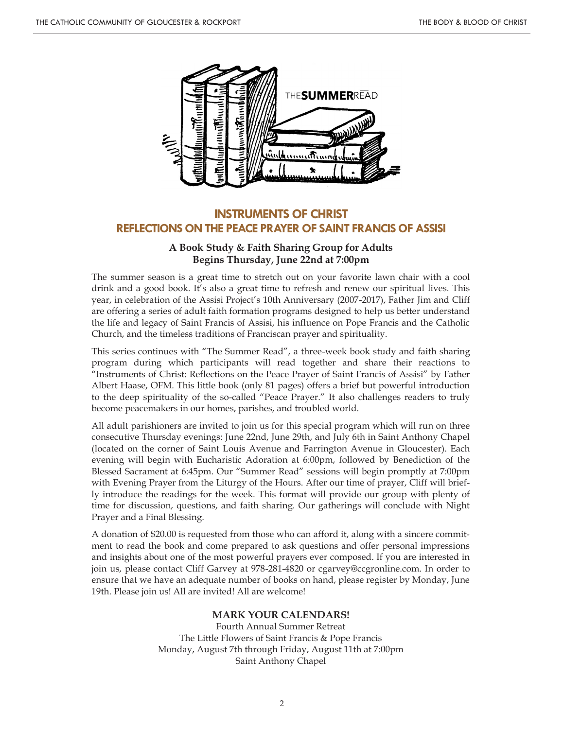THE**SUMMER**READ

## INSTRUMENTS OF CHRIST
## REFLECTIONS ON THE PEACE PRAYER OF SAINT FRANCIS OF ASSISI

**A Book Study & Faith Sharing Group for Adults**
**Begins Thursday, June 22nd at 7:00pm**

The summer season is a great time to stretch out on your favorite lawn chair with a cool drink and a good book. It's also a great time to refresh and renew our spiritual lives. This year, in celebration of the Assisi Project's 10th Anniversary (2007-2017), Father Jim and Cliff are offering a series of adult faith formation programs designed to help us better understand the life and legacy of Saint Francis of Assisi, his influence on Pope Francis and the Catholic Church, and the timeless traditions of Franciscan prayer and spirituality.

This series continues with "The Summer Read", a three-week book study and faith sharing program during which participants will read together and share their reactions to "Instruments of Christ: Reflections on the Peace Prayer of Saint Francis of Assisi" by Father Albert Haase, OFM. This little book (only 81 pages) offers a brief but powerful introduction to the deep spirituality of the so-called "Peace Prayer." It also challenges readers to truly become peacemakers in our homes, parishes, and troubled world.

All adult parishioners are invited to join us for this special program which will run on three consecutive Thursday evenings: June 22nd, June 29th, and July 6th in Saint Anthony Chapel (located on the corner of Saint Louis Avenue and Farrington Avenue in Gloucester). Each evening will begin with Eucharistic Adoration at 6:00pm, followed by Benediction of the Blessed Sacrament at 6:45pm. Our "Summer Read" sessions will begin promptly at 7:00pm with Evening Prayer from the Liturgy of the Hours. After our time of prayer, Cliff will briefly introduce the readings for the week. This format will provide our group with plenty of time for discussion, questions, and faith sharing. Our gatherings will conclude with Night Prayer and a Final Blessing.

A donation of $20.00 is requested from those who can afford it, along with a sincere commitment to read the book and come prepared to ask questions and offer personal impressions and insights about one of the most powerful prayers ever composed. If you are interested in join us, please contact Cliff Garvey at 978-281-4820 or cgarvey@ccgronline.com. In order to ensure that we have an adequate number of books on hand, please register by Monday, June 19th. Please join us! All are invited! All are welcome!

**MARK YOUR CALENDARS!**
Fourth Annual Summer Retreat
The Little Flowers of Saint Francis & Pope Francis
Monday, August 7th through Friday, August 11th at 7:00pm
Saint Anthony Chapel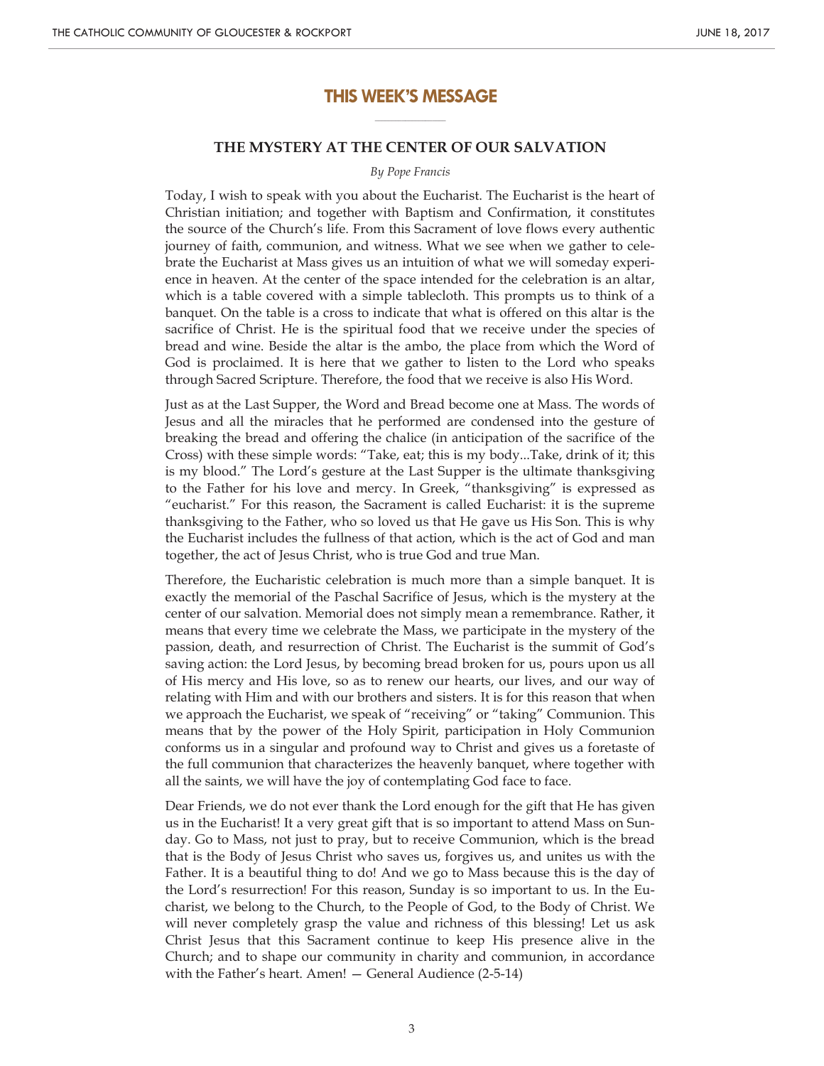## THIS WEEK'S MESSAGE

### THE MYSTERY AT THE CENTER OF OUR SALVATION

*By Pope Francis*

Today, I wish to speak with you about the Eucharist. The Eucharist is the heart of Christian initiation; and together with Baptism and Confirmation, it constitutes the source of the Church's life. From this Sacrament of love flows every authentic journey of faith, communion, and witness. What we see when we gather to celebrate the Eucharist at Mass gives us an intuition of what we will someday experience in heaven. At the center of the space intended for the celebration is an altar, which is a table covered with a simple tablecloth. This prompts us to think of a banquet. On the table is a cross to indicate that what is offered on this altar is the sacrifice of Christ. He is the spiritual food that we receive under the species of bread and wine. Beside the altar is the ambo, the place from which the Word of God is proclaimed. It is here that we gather to listen to the Lord who speaks through Sacred Scripture. Therefore, the food that we receive is also His Word.

Just as at the Last Supper, the Word and Bread become one at Mass. The words of Jesus and all the miracles that he performed are condensed into the gesture of breaking the bread and offering the chalice (in anticipation of the sacrifice of the Cross) with these simple words: "Take, eat; this is my body...Take, drink of it; this is my blood." The Lord's gesture at the Last Supper is the ultimate thanksgiving to the Father for his love and mercy. In Greek, "thanksgiving" is expressed as "eucharist." For this reason, the Sacrament is called Eucharist: it is the supreme thanksgiving to the Father, who so loved us that He gave us His Son. This is why the Eucharist includes the fullness of that action, which is the act of God and man together, the act of Jesus Christ, who is true God and true Man.

Therefore, the Eucharistic celebration is much more than a simple banquet. It is exactly the memorial of the Paschal Sacrifice of Jesus, which is the mystery at the center of our salvation. Memorial does not simply mean a remembrance. Rather, it means that every time we celebrate the Mass, we participate in the mystery of the passion, death, and resurrection of Christ. The Eucharist is the summit of God's saving action: the Lord Jesus, by becoming bread broken for us, pours upon us all of His mercy and His love, so as to renew our hearts, our lives, and our way of relating with Him and with our brothers and sisters. It is for this reason that when we approach the Eucharist, we speak of "receiving" or "taking" Communion. This means that by the power of the Holy Spirit, participation in Holy Communion conforms us in a singular and profound way to Christ and gives us a foretaste of the full communion that characterizes the heavenly banquet, where together with all the saints, we will have the joy of contemplating God face to face.

Dear Friends, we do not ever thank the Lord enough for the gift that He has given us in the Eucharist! It a very great gift that is so important to attend Mass on Sunday. Go to Mass, not just to pray, but to receive Communion, which is the bread that is the Body of Jesus Christ who saves us, forgives us, and unites us with the Father. It is a beautiful thing to do! And we go to Mass because this is the day of the Lord's resurrection! For this reason, Sunday is so important to us. In the Eucharist, we belong to the Church, to the People of God, to the Body of Christ. We will never completely grasp the value and richness of this blessing! Let us ask Christ Jesus that this Sacrament continue to keep His presence alive in the Church; and to shape our community in charity and communion, in accordance with the Father's heart. Amen! — General Audience (2-5-14)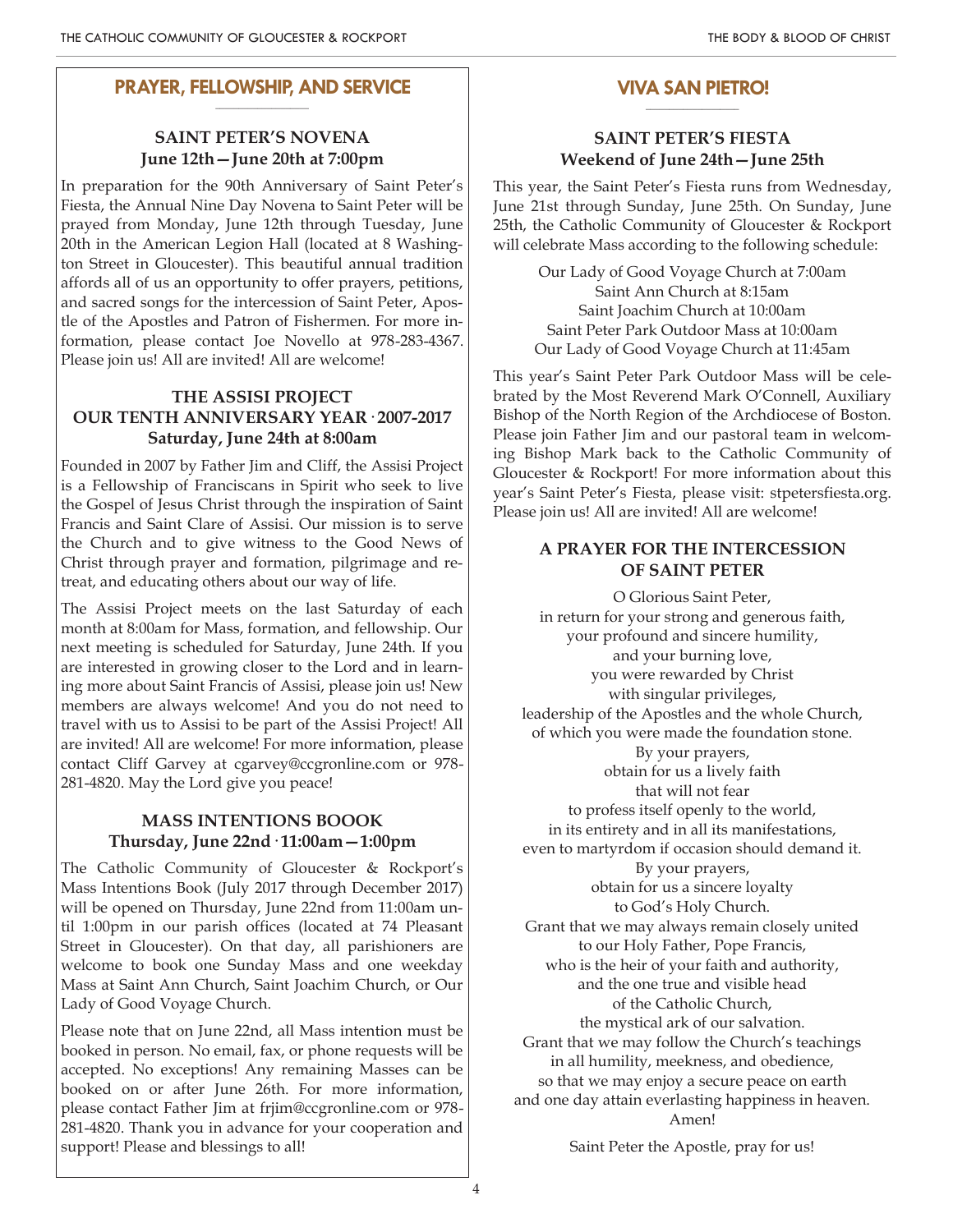## PRAYER, FELLOWSHIP, AND SERVICE

### SAINT PETER'S NOVENA
**June 12th—June 20th at 7:00pm**

In preparation for the 90th Anniversary of Saint Peter's Fiesta, the Annual Nine Day Novena to Saint Peter will be prayed from Monday, June 12th through Tuesday, June 20th in the American Legion Hall (located at 8 Washington Street in Gloucester). This beautiful annual tradition affords all of us an opportunity to offer prayers, petitions, and sacred songs for the intercession of Saint Peter, Apostle of the Apostles and Patron of Fishermen. For more information, please contact Joe Novello at 978-283-4367. Please join us! All are invited! All are welcome!

### THE ASSISI PROJECT
### OUR TENTH ANNIVERSARY YEAR · 2007-2017
**Saturday, June 24th at 8:00am**

Founded in 2007 by Father Jim and Cliff, the Assisi Project is a Fellowship of Franciscans in Spirit who seek to live the Gospel of Jesus Christ through the inspiration of Saint Francis and Saint Clare of Assisi. Our mission is to serve the Church and to give witness to the Good News of Christ through prayer and formation, pilgrimage and retreat, and educating others about our way of life.

The Assisi Project meets on the last Saturday of each month at 8:00am for Mass, formation, and fellowship. Our next meeting is scheduled for Saturday, June 24th. If you are interested in growing closer to the Lord and in learning more about Saint Francis of Assisi, please join us! New members are always welcome! And you do not need to travel with us to Assisi to be part of the Assisi Project! All are invited! All are welcome! For more information, please contact Cliff Garvey at cgarvey@ccgronline.com or 978-281-4820. May the Lord give you peace!

### MASS INTENTIONS BOOOK
**Thursday, June 22nd · 11:00am—1:00pm**

The Catholic Community of Gloucester & Rockport's Mass Intentions Book (July 2017 through December 2017) will be opened on Thursday, June 22nd from 11:00am until 1:00pm in our parish offices (located at 74 Pleasant Street in Gloucester). On that day, all parishioners are welcome to book one Sunday Mass and one weekday Mass at Saint Ann Church, Saint Joachim Church, or Our Lady of Good Voyage Church.

Please note that on June 22nd, all Mass intention must be booked in person. No email, fax, or phone requests will be accepted. No exceptions! Any remaining Masses can be booked on or after June 26th. For more information, please contact Father Jim at frjim@ccgronline.com or 978-281-4820. Thank you in advance for your cooperation and support! Please and blessings to all!

## VIVA SAN PIETRO!

### SAINT PETER'S FIESTA
**Weekend of June 24th—June 25th**

This year, the Saint Peter's Fiesta runs from Wednesday, June 21st through Sunday, June 25th. On Sunday, June 25th, the Catholic Community of Gloucester & Rockport will celebrate Mass according to the following schedule:

Our Lady of Good Voyage Church at 7:00am
Saint Ann Church at 8:15am
Saint Joachim Church at 10:00am
Saint Peter Park Outdoor Mass at 10:00am
Our Lady of Good Voyage Church at 11:45am

This year's Saint Peter Park Outdoor Mass will be celebrated by the Most Reverend Mark O'Connell, Auxiliary Bishop of the North Region of the Archdiocese of Boston. Please join Father Jim and our pastoral team in welcoming Bishop Mark back to the Catholic Community of Gloucester & Rockport! For more information about this year's Saint Peter's Fiesta, please visit: stpetersfiesta.org. Please join us! All are invited! All are welcome!

### A PRAYER FOR THE INTERCESSION OF SAINT PETER

O Glorious Saint Peter,
in return for your strong and generous faith,
your profound and sincere humility,
and your burning love,
you were rewarded by Christ
with singular privileges,
leadership of the Apostles and the whole Church,
of which you were made the foundation stone.
By your prayers,
obtain for us a lively faith
that will not fear
to profess itself openly to the world,
in its entirety and in all its manifestations,
even to martyrdom if occasion should demand it.
By your prayers,
obtain for us a sincere loyalty
to God's Holy Church.
Grant that we may always remain closely united
to our Holy Father, Pope Francis,
who is the heir of your faith and authority,
and the one true and visible head
of the Catholic Church,
the mystical ark of our salvation.
Grant that we may follow the Church's teachings
in all humility, meekness, and obedience,
so that we may enjoy a secure peace on earth
and one day attain everlasting happiness in heaven.
Amen!

Saint Peter the Apostle, pray for us!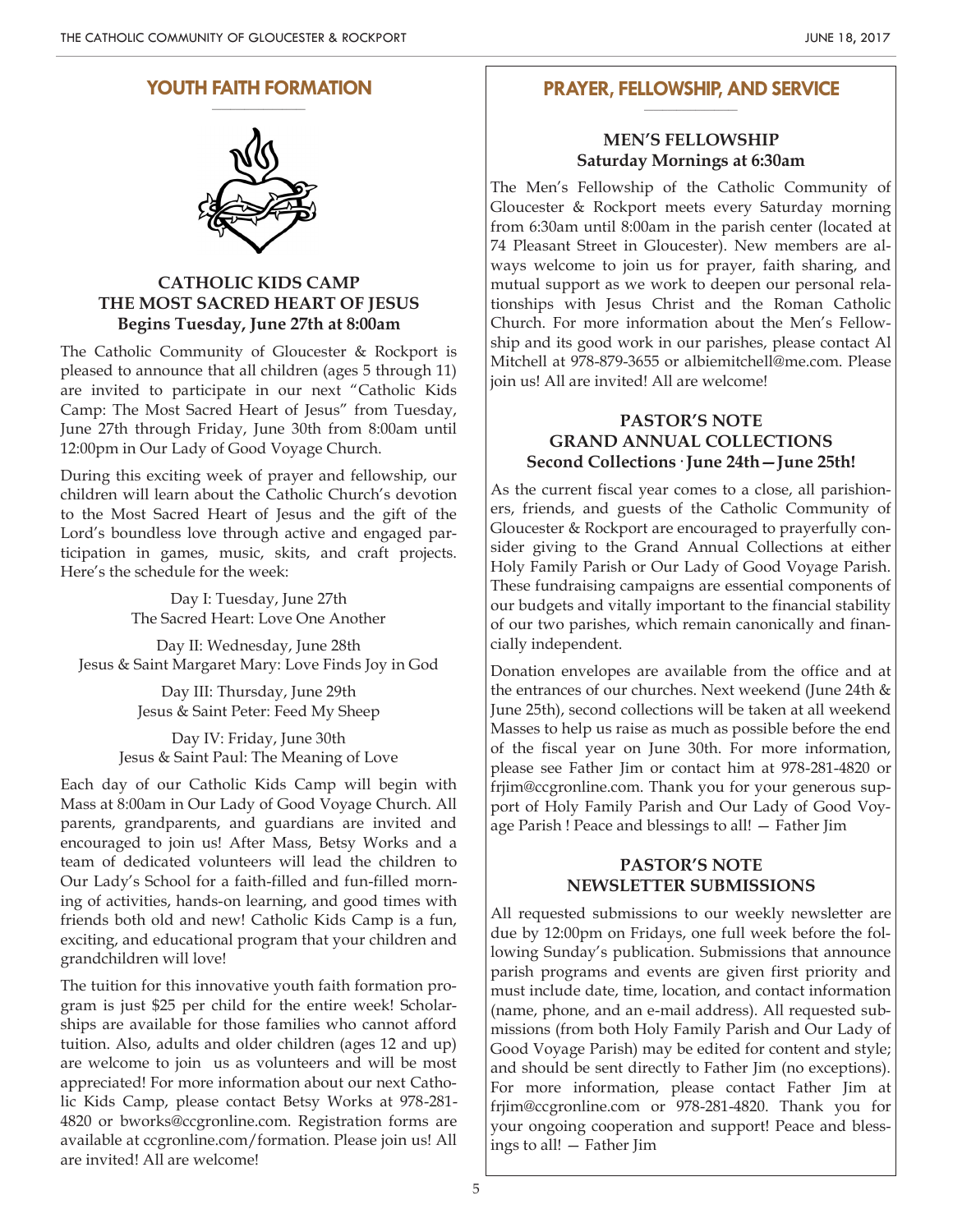## YOUTH FAITH FORMATION

### CATHOLIC KIDS CAMP
### THE MOST SACRED HEART OF JESUS
**Begins Tuesday, June 27th at 8:00am**

The Catholic Community of Gloucester & Rockport is pleased to announce that all children (ages 5 through 11) are invited to participate in our next "Catholic Kids Camp: The Most Sacred Heart of Jesus" from Tuesday, June 27th through Friday, June 30th from 8:00am until 12:00pm in Our Lady of Good Voyage Church.

During this exciting week of prayer and fellowship, our children will learn about the Catholic Church's devotion to the Most Sacred Heart of Jesus and the gift of the Lord's boundless love through active and engaged participation in games, music, skits, and craft projects. Here's the schedule for the week:

Day I: Tuesday, June 27th
The Sacred Heart: Love One Another

Day II: Wednesday, June 28th
Jesus & Saint Margaret Mary: Love Finds Joy in God

Day III: Thursday, June 29th
Jesus & Saint Peter: Feed My Sheep

Day IV: Friday, June 30th
Jesus & Saint Paul: The Meaning of Love

Each day of our Catholic Kids Camp will begin with Mass at 8:00am in Our Lady of Good Voyage Church. All parents, grandparents, and guardians are invited and encouraged to join us! After Mass, Betsy Works and a team of dedicated volunteers will lead the children to Our Lady's School for a faith-filled and fun-filled morning of activities, hands-on learning, and good times with friends both old and new! Catholic Kids Camp is a fun, exciting, and educational program that your children and grandchildren will love!

The tuition for this innovative youth faith formation program is just $25 per child for the entire week! Scholarships are available for those families who cannot afford tuition. Also, adults and older children (ages 12 and up) are welcome to join us as volunteers and will be most appreciated! For more information about our next Catholic Kids Camp, please contact Betsy Works at 978-281-4820 or bworks@ccgronline.com. Registration forms are available at ccgronline.com/formation. Please join us! All are invited! All are welcome!

## PRAYER, FELLOWSHIP, AND SERVICE

### MEN'S FELLOWSHIP
**Saturday Mornings at 6:30am**

The Men's Fellowship of the Catholic Community of Gloucester & Rockport meets every Saturday morning from 6:30am until 8:00am in the parish center (located at 74 Pleasant Street in Gloucester). New members are always welcome to join us for prayer, faith sharing, and mutual support as we work to deepen our personal relationships with Jesus Christ and the Roman Catholic Church. For more information about the Men's Fellowship and its good work in our parishes, please contact Al Mitchell at 978-879-3655 or albiemitchell@me.com. Please join us! All are invited! All are welcome!

### PASTOR'S NOTE
### GRAND ANNUAL COLLECTIONS
**Second Collections · June 24th—June 25th!**

As the current fiscal year comes to a close, all parishioners, friends, and guests of the Catholic Community of Gloucester & Rockport are encouraged to prayerfully consider giving to the Grand Annual Collections at either Holy Family Parish or Our Lady of Good Voyage Parish. These fundraising campaigns are essential components of our budgets and vitally important to the financial stability of our two parishes, which remain canonically and financially independent.

Donation envelopes are available from the office and at the entrances of our churches. Next weekend (June 24th & June 25th), second collections will be taken at all weekend Masses to help us raise as much as possible before the end of the fiscal year on June 30th. For more information, please see Father Jim or contact him at 978-281-4820 or frjim@ccgronline.com. Thank you for your generous support of Holy Family Parish and Our Lady of Good Voyage Parish ! Peace and blessings to all! — Father Jim

### PASTOR'S NOTE
### NEWSLETTER SUBMISSIONS

All requested submissions to our weekly newsletter are due by 12:00pm on Fridays, one full week before the following Sunday's publication. Submissions that announce parish programs and events are given first priority and must include date, time, location, and contact information (name, phone, and an e-mail address). All requested submissions (from both Holy Family Parish and Our Lady of Good Voyage Parish) may be edited for content and style; and should be sent directly to Father Jim (no exceptions). For more information, please contact Father Jim at frjim@ccgronline.com or 978-281-4820. Thank you for your ongoing cooperation and support! Peace and blessings to all! — Father Jim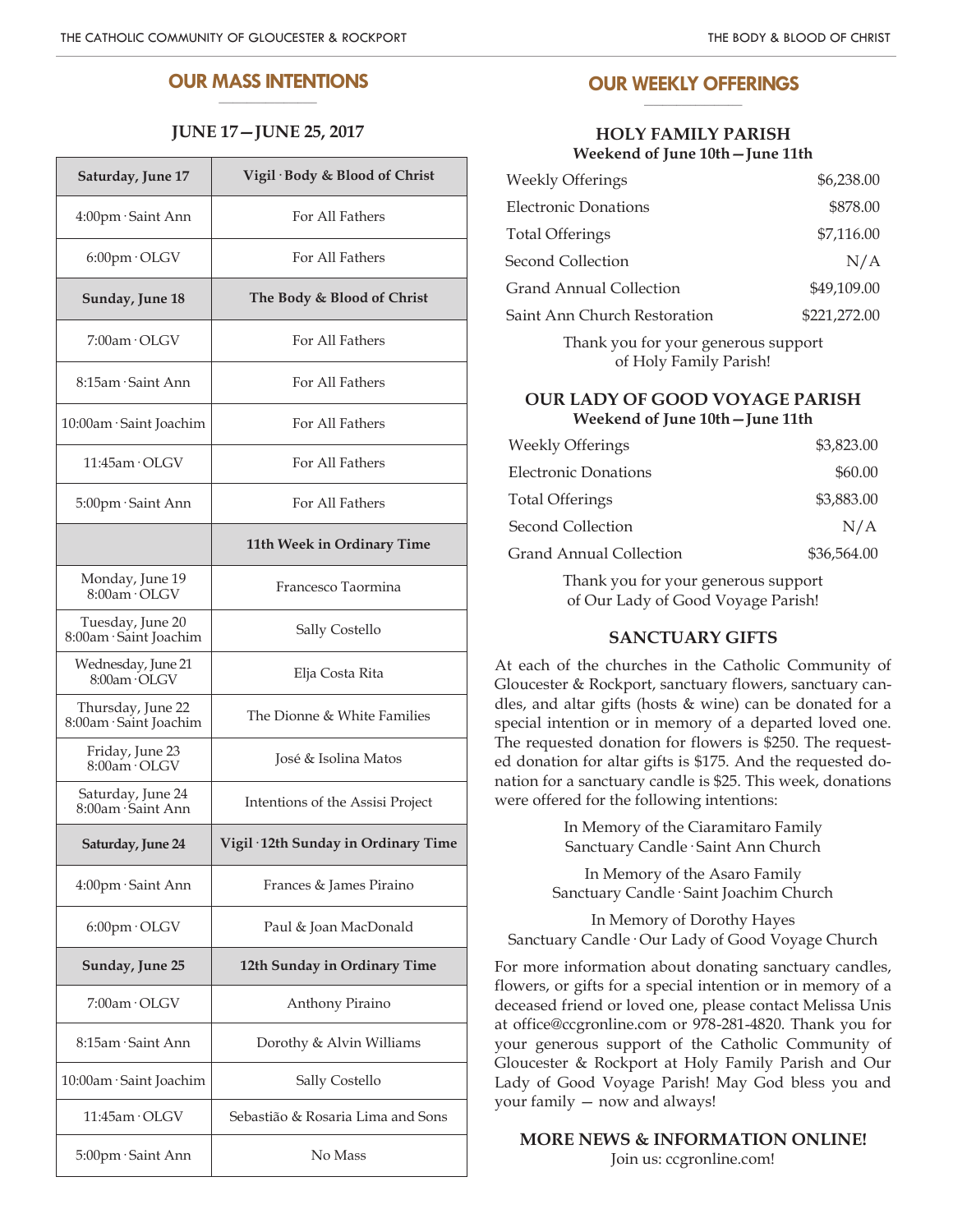## OUR MASS INTENTIONS

### JUNE 17—JUNE 25, 2017

| Saturday, June 17 | Vigil · Body & Blood of Christ |
|---|---|
| 4:00pm · Saint Ann | For All Fathers |
| 6:00pm · OLGV | For All Fathers |
| **Sunday, June 18** | **The Body & Blood of Christ** |
| 7:00am · OLGV | For All Fathers |
| 8:15am · Saint Ann | For All Fathers |
| 10:00am · Saint Joachim | For All Fathers |
| 11:45am · OLGV | For All Fathers |
| 5:00pm · Saint Ann | For All Fathers |
| | **11th Week in Ordinary Time** |
| Monday, June 19 8:00am · OLGV | Francesco Taormina |
| Tuesday, June 20 8:00am · Saint Joachim | Sally Costello |
| Wednesday, June 21 8:00am · OLGV | Elja Costa Rita |
| Thursday, June 22 8:00am · Saint Joachim | The Dionne & White Families |
| Friday, June 23 8:00am · OLGV | José & Isolina Matos |
| Saturday, June 24 8:00am · Saint Ann | Intentions of the Assisi Project |
| **Saturday, June 24** | **Vigil · 12th Sunday in Ordinary Time** |
| 4:00pm · Saint Ann | Frances & James Piraino |
| 6:00pm · OLGV | Paul & Joan MacDonald |
| **Sunday, June 25** | **12th Sunday in Ordinary Time** |
| 7:00am · OLGV | Anthony Piraino |
| 8:15am · Saint Ann | Dorothy & Alvin Williams |
| 10:00am · Saint Joachim | Sally Costello |
| 11:45am · OLGV | Sebastião & Rosaria Lima and Sons |
| 5:00pm · Saint Ann | No Mass |

## OUR WEEKLY OFFERINGS

### HOLY FAMILY PARISH
**Weekend of June 10th—June 11th**

| | |
|---|---|
| Weekly Offerings | $6,238.00 |
| Electronic Donations | $878.00 |
| Total Offerings | $7,116.00 |
| Second Collection | N/A |
| Grand Annual Collection | $49,109.00 |
| Saint Ann Church Restoration | $221,272.00 |

Thank you for your generous support of Holy Family Parish!

### OUR LADY OF GOOD VOYAGE PARISH
**Weekend of June 10th—June 11th**

| | |
|---|---|
| Weekly Offerings | $3,823.00 |
| Electronic Donations | $60.00 |
| Total Offerings | $3,883.00 |
| Second Collection | N/A |
| Grand Annual Collection | $36,564.00 |

Thank you for your generous support of Our Lady of Good Voyage Parish!

### SANCTUARY GIFTS

At each of the churches in the Catholic Community of Gloucester & Rockport, sanctuary flowers, sanctuary candles, and altar gifts (hosts & wine) can be donated for a special intention or in memory of a departed loved one. The requested donation for flowers is $250. The requested donation for altar gifts is $175. And the requested donation for a sanctuary candle is $25. This week, donations were offered for the following intentions:

In Memory of the Ciaramitaro Family
Sanctuary Candle · Saint Ann Church

In Memory of the Asaro Family
Sanctuary Candle · Saint Joachim Church

In Memory of Dorothy Hayes
Sanctuary Candle · Our Lady of Good Voyage Church

For more information about donating sanctuary candles, flowers, or gifts for a special intention or in memory of a deceased friend or loved one, please contact Melissa Unis at office@ccgronline.com or 978-281-4820. Thank you for your generous support of the Catholic Community of Gloucester & Rockport at Holy Family Parish and Our Lady of Good Voyage Parish! May God bless you and your family — now and always!

### MORE NEWS & INFORMATION ONLINE!

Join us: ccgronline.com!